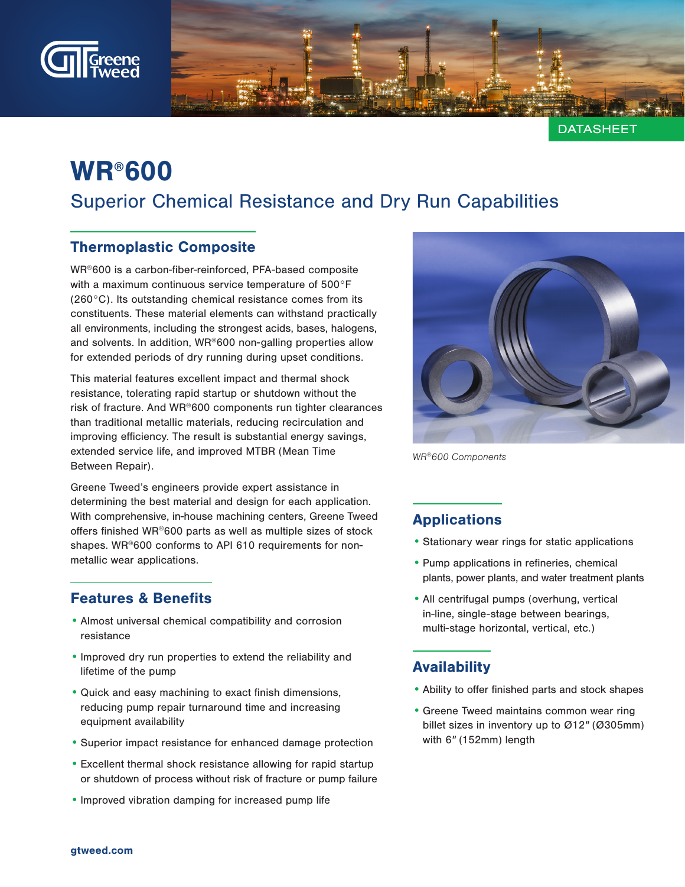DATASHEET

# WR®600

## Superior Chemical Resistance and Dry Run Capabilities

### Thermoplastic Composite

WR®600 is a carbon-fiber-reinforced, PFA-based composite with a maximum continuous service temperature of 500°F (260°C). Its outstanding chemical resistance comes from its constituents. These material elements can withstand practically all environments, including the strongest acids, bases, halogens, and solvents. In addition, WR®600 non-galling properties allow for extended periods of dry running during upset conditions.

This material features excellent impact and thermal shock resistance, tolerating rapid startup or shutdown without the risk of fracture. And WR®600 components run tighter clearances than traditional metallic materials, reducing recirculation and improving efficiency. The result is substantial energy savings, extended service life, and improved MTBR (Mean Time Between Repair).

Greene Tweed's engineers provide expert assistance in determining the best material and design for each application. With comprehensive, in-house machining centers, Greene Tweed offers finished WR®600 parts as well as multiple sizes of stock shapes. WR®600 conforms to API 610 requirements for non-metallic wear applications.

*WR®600 Components*

### Features & Benefits

- Almost universal chemical compatibility and corrosion resistance
- Improved dry run properties to extend the reliability and lifetime of the pump
- Quick and easy machining to exact finish dimensions, reducing pump repair turnaround time and increasing equipment availability
- Superior impact resistance for enhanced damage protection
- Excellent thermal shock resistance allowing for rapid startup or shutdown of process without risk of fracture or pump failure
- Improved vibration damping for increased pump life

### Applications

- Stationary wear rings for static applications
- Pump applications in refineries, chemical plants, power plants, and water treatment plants
- All centrifugal pumps (overhung, vertical in-line, single-stage between bearings, multi-stage horizontal, vertical, etc.)

### Availability

- Ability to offer finished parts and stock shapes
- Greene Tweed maintains common wear ring billet sizes in inventory up to Ø12″ (Ø305mm) with 6″ (152mm) length

gtweed.com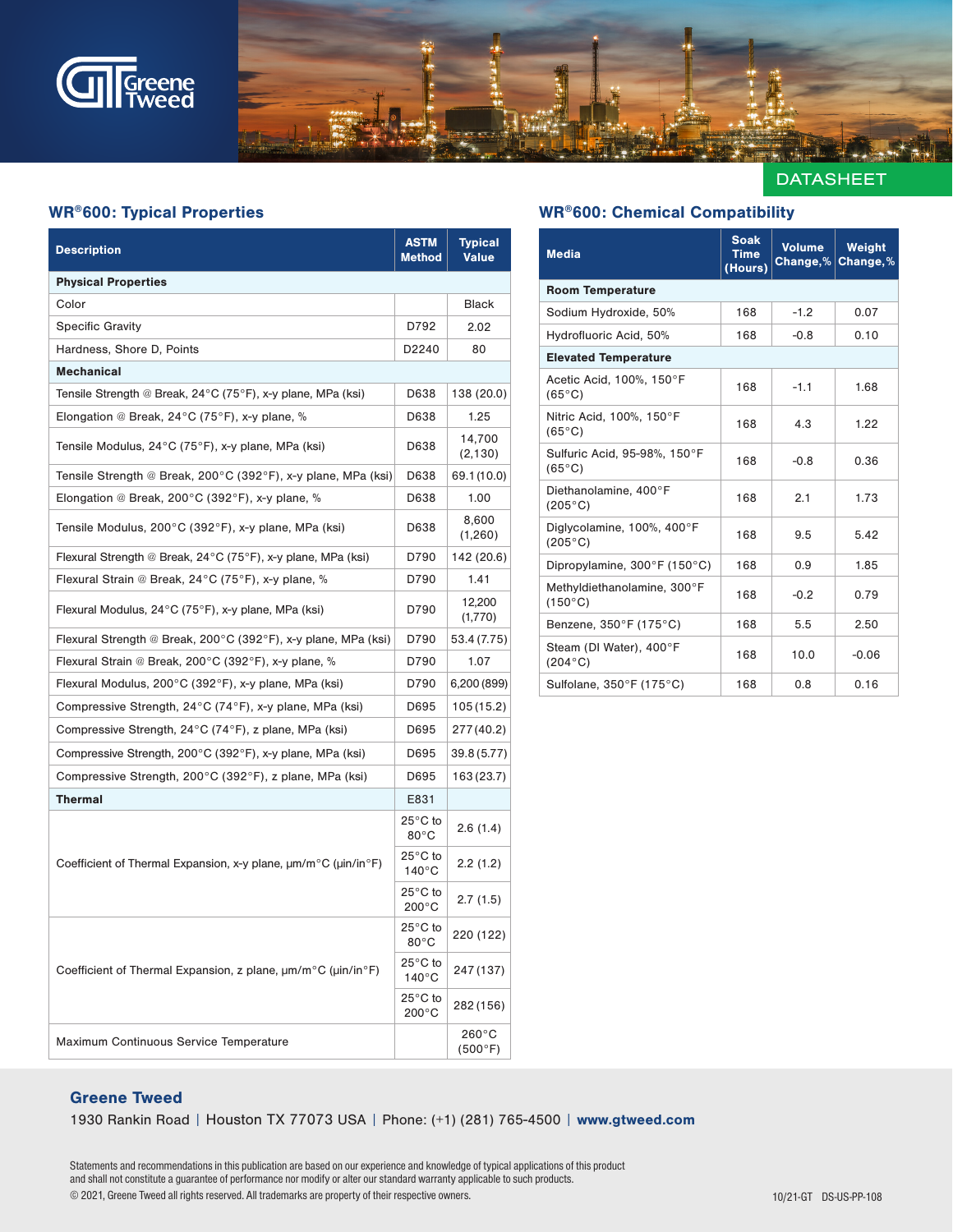DATASHEET

## WR®600: Typical Properties

| Description | ASTM Method | Typical Value |
|---|---|---|
| **Physical Properties** | | |
| Color | | Black |
| Specific Gravity | D792 | 2.02 |
| Hardness, Shore D, Points | D2240 | 80 |
| **Mechanical** | | |
| Tensile Strength @ Break, 24°C (75°F), x-y plane, MPa (ksi) | D638 | 138 (20.0) |
| Elongation @ Break, 24°C (75°F), x-y plane, % | D638 | 1.25 |
| Tensile Modulus, 24°C (75°F), x-y plane, MPa (ksi) | D638 | 14,700 (2,130) |
| Tensile Strength @ Break, 200°C (392°F), x-y plane, MPa (ksi) | D638 | 69.1 (10.0) |
| Elongation @ Break, 200°C (392°F), x-y plane, % | D638 | 1.00 |
| Tensile Modulus, 200°C (392°F), x-y plane, MPa (ksi) | D638 | 8,600 (1,260) |
| Flexural Strength @ Break, 24°C (75°F), x-y plane, MPa (ksi) | D790 | 142 (20.6) |
| Flexural Strain @ Break, 24°C (75°F), x-y plane, % | D790 | 1.41 |
| Flexural Modulus, 24°C (75°F), x-y plane, MPa (ksi) | D790 | 12,200 (1,770) |
| Flexural Strength @ Break, 200°C (392°F), x-y plane, MPa (ksi) | D790 | 53.4 (7.75) |
| Flexural Strain @ Break, 200°C (392°F), x-y plane, % | D790 | 1.07 |
| Flexural Modulus, 200°C (392°F), x-y plane, MPa (ksi) | D790 | 6,200 (899) |
| Compressive Strength, 24°C (74°F), x-y plane, MPa (ksi) | D695 | 105 (15.2) |
| Compressive Strength, 24°C (74°F), z plane, MPa (ksi) | D695 | 277 (40.2) |
| Compressive Strength, 200°C (392°F), x-y plane, MPa (ksi) | D695 | 39.8 (5.77) |
| Compressive Strength, 200°C (392°F), z plane, MPa (ksi) | D695 | 163 (23.7) |
| **Thermal** | E831 | |
| Coefficient of Thermal Expansion, x-y plane, μm/m°C (μin/in°F) | 25°C to 80°C | 2.6 (1.4) |
| | 25°C to 140°C | 2.2 (1.2) |
| | 25°C to 200°C | 2.7 (1.5) |
| Coefficient of Thermal Expansion, z plane, μm/m°C (μin/in°F) | 25°C to 80°C | 220 (122) |
| | 25°C to 140°C | 247 (137) |
| | 25°C to 200°C | 282 (156) |
| Maximum Continuous Service Temperature | | 260°C (500°F) |

## WR®600: Chemical Compatibility

| Media | Soak Time (Hours) | Volume Change, % | Weight Change, % |
|---|---|---|---|
| **Room Temperature** | | | |
| Sodium Hydroxide, 50% | 168 | -1.2 | 0.07 |
| Hydrofluoric Acid, 50% | 168 | -0.8 | 0.10 |
| **Elevated Temperature** | | | |
| Acetic Acid, 100%, 150°F (65°C) | 168 | -1.1 | 1.68 |
| Nitric Acid, 100%, 150°F (65°C) | 168 | 4.3 | 1.22 |
| Sulfuric Acid, 95-98%, 150°F (65°C) | 168 | -0.8 | 0.36 |
| Diethanolamine, 400°F (205°C) | 168 | 2.1 | 1.73 |
| Diglycolamine, 100%, 400°F (205°C) | 168 | 9.5 | 5.42 |
| Dipropylamine, 300°F (150°C) | 168 | 0.9 | 1.85 |
| Methyldiethanolamine, 300°F (150°C) | 168 | -0.2 | 0.79 |
| Benzene, 350°F (175°C) | 168 | 5.5 | 2.50 |
| Steam (DI Water), 400°F (204°C) | 168 | 10.0 | -0.06 |
| Sulfolane, 350°F (175°C) | 168 | 0.8 | 0.16 |

**Greene Tweed**

1930 Rankin Road | Houston TX 77073 USA | Phone: (+1) (281) 765-4500 | **www.gtweed.com**

Statements and recommendations in this publication are based on our experience and knowledge of typical applications of this product and shall not constitute a guarantee of performance nor modify or alter our standard warranty applicable to such products.

© 2021, Greene Tweed all rights reserved. All trademarks are property of their respective owners.

10/21-GT DS-US-PP-108